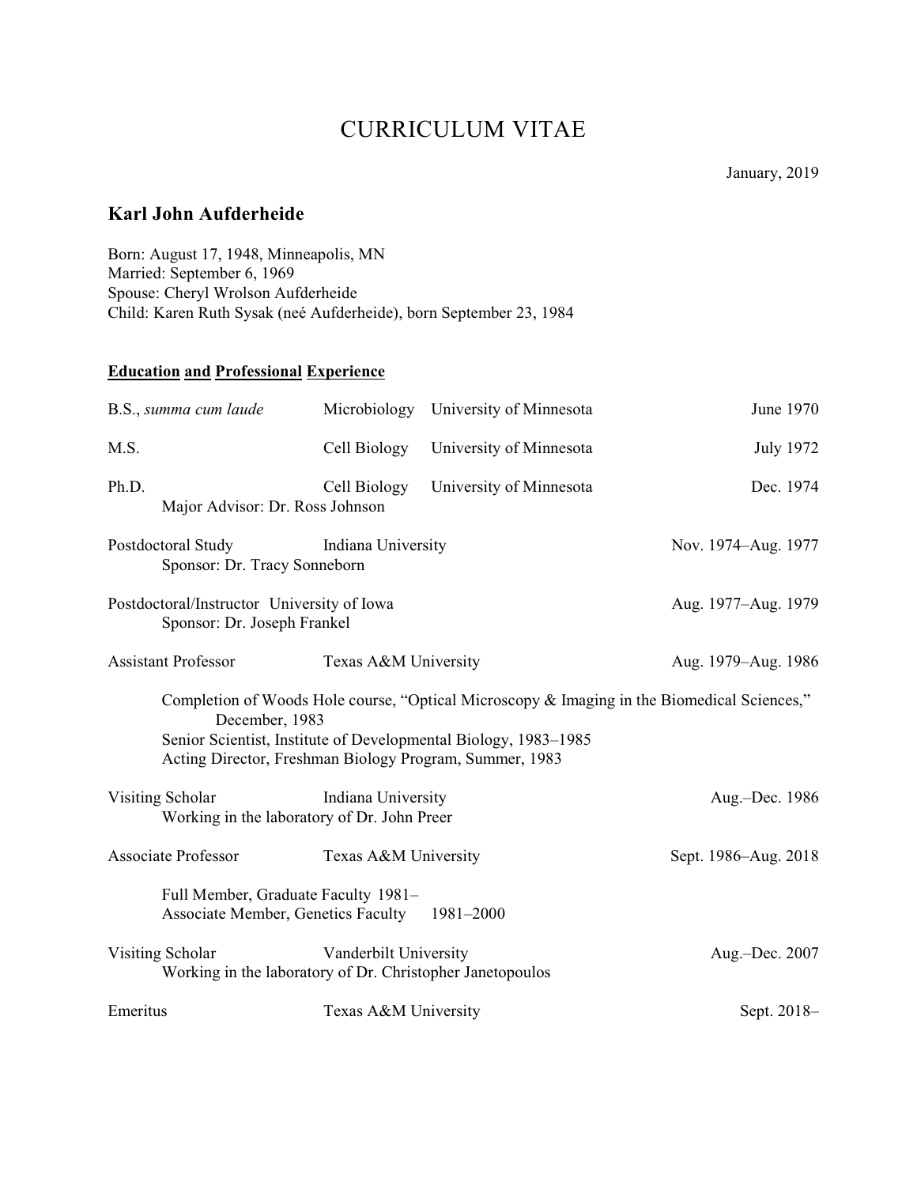# CURRICULUM VITAE

January, 2019

## Karl John Aufderheide

Born: August 17, 1948, Minneapolis, MN
Married: September 6, 1969
Spouse: Cheryl Wrolson Aufderheide
Child: Karen Ruth Sysak (neé Aufderheide), born September 23, 1984

### Education and Professional Experience

B.S., *summa cum laude* — Microbiology — University of Minnesota — June 1970

M.S. — Cell Biology — University of Minnesota — July 1972

Ph.D. — Cell Biology — University of Minnesota — Dec. 1974
Major Advisor: Dr. Ross Johnson

Postdoctoral Study — Indiana University — Nov. 1974–Aug. 1977
Sponsor: Dr. Tracy Sonneborn

Postdoctoral/Instructor — University of Iowa — Aug. 1977–Aug. 1979
Sponsor: Dr. Joseph Frankel

Assistant Professor — Texas A&M University — Aug. 1979–Aug. 1986

- Completion of Woods Hole course, "Optical Microscopy & Imaging in the Biomedical Sciences," December, 1983
- Senior Scientist, Institute of Developmental Biology, 1983–1985
- Acting Director, Freshman Biology Program, Summer, 1983

Visiting Scholar — Indiana University — Aug.–Dec. 1986
Working in the laboratory of Dr. John Preer

Associate Professor — Texas A&M University — Sept. 1986–Aug. 2018

- Full Member, Graduate Faculty 1981–
- Associate Member, Genetics Faculty 1981–2000

Visiting Scholar — Vanderbilt University — Aug.–Dec. 2007
Working in the laboratory of Dr. Christopher Janetopoulos

Emeritus — Texas A&M University — Sept. 2018–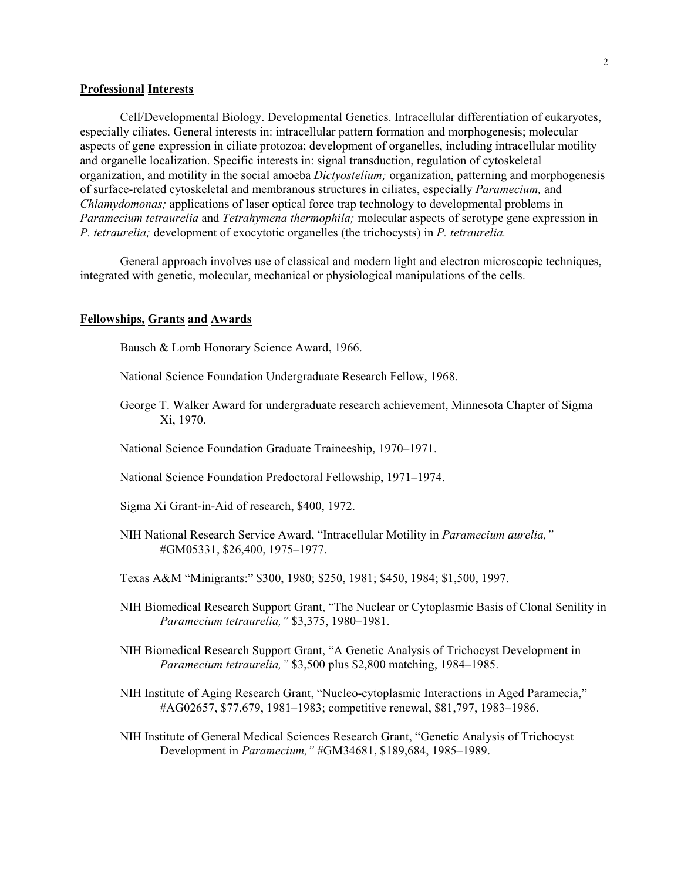## Professional Interests

Cell/Developmental Biology. Developmental Genetics. Intracellular differentiation of eukaryotes, especially ciliates. General interests in: intracellular pattern formation and morphogenesis; molecular aspects of gene expression in ciliate protozoa; development of organelles, including intracellular motility and organelle localization. Specific interests in: signal transduction, regulation of cytoskeletal organization, and motility in the social amoeba *Dictyostelium;* organization, patterning and morphogenesis of surface-related cytoskeletal and membranous structures in ciliates, especially *Paramecium,* and *Chlamydomonas;* applications of laser optical force trap technology to developmental problems in *Paramecium tetraurelia* and *Tetrahymena thermophila;* molecular aspects of serotype gene expression in *P. tetraurelia;* development of exocytotic organelles (the trichocysts) in *P. tetraurelia.*

General approach involves use of classical and modern light and electron microscopic techniques, integrated with genetic, molecular, mechanical or physiological manipulations of the cells.

## Fellowships, Grants and Awards

Bausch & Lomb Honorary Science Award, 1966.

National Science Foundation Undergraduate Research Fellow, 1968.

George T. Walker Award for undergraduate research achievement, Minnesota Chapter of Sigma Xi, 1970.

National Science Foundation Graduate Traineeship, 1970–1971.

National Science Foundation Predoctoral Fellowship, 1971–1974.

Sigma Xi Grant-in-Aid of research, $400, 1972.

NIH National Research Service Award, "Intracellular Motility in *Paramecium aurelia,"* #GM05331, $26,400, 1975–1977.

Texas A&M "Minigrants:" $300, 1980; $250, 1981; $450, 1984; $1,500, 1997.

NIH Biomedical Research Support Grant, "The Nuclear or Cytoplasmic Basis of Clonal Senility in *Paramecium tetraurelia,"* $3,375, 1980–1981.

NIH Biomedical Research Support Grant, "A Genetic Analysis of Trichocyst Development in *Paramecium tetraurelia,"* $3,500 plus $2,800 matching, 1984–1985.

NIH Institute of Aging Research Grant, "Nucleo-cytoplasmic Interactions in Aged Paramecia," #AG02657, $77,679, 1981–1983; competitive renewal, $81,797, 1983–1986.

NIH Institute of General Medical Sciences Research Grant, "Genetic Analysis of Trichocyst Development in *Paramecium,"* #GM34681, $189,684, 1985–1989.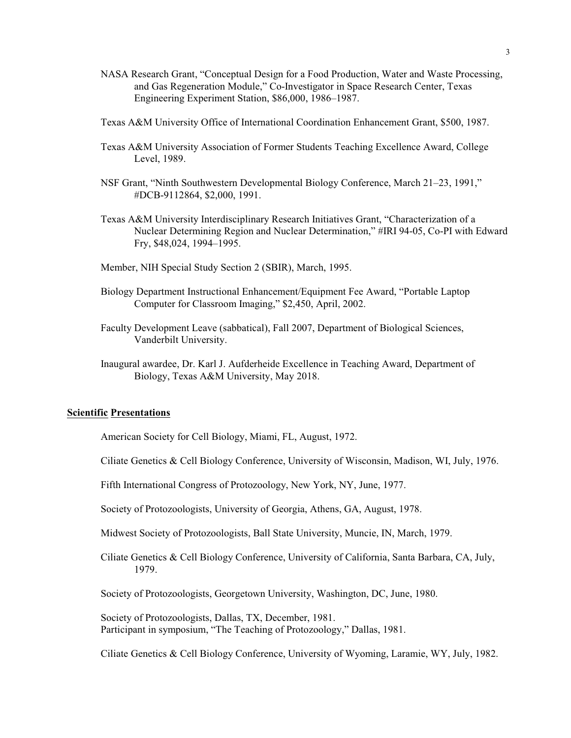NASA Research Grant, “Conceptual Design for a Food Production, Water and Waste Processing, and Gas Regeneration Module,” Co-Investigator in Space Research Center, Texas Engineering Experiment Station, $86,000, 1986–1987.

Texas A&M University Office of International Coordination Enhancement Grant, $500, 1987.

Texas A&M University Association of Former Students Teaching Excellence Award, College Level, 1989.

NSF Grant, “Ninth Southwestern Developmental Biology Conference, March 21–23, 1991,” #DCB-9112864, $2,000, 1991.

Texas A&M University Interdisciplinary Research Initiatives Grant, “Characterization of a Nuclear Determining Region and Nuclear Determination,” #IRI 94-05, Co-PI with Edward Fry, $48,024, 1994–1995.

Member, NIH Special Study Section 2 (SBIR), March, 1995.

Biology Department Instructional Enhancement/Equipment Fee Award, “Portable Laptop Computer for Classroom Imaging,” $2,450, April, 2002.

Faculty Development Leave (sabbatical), Fall 2007, Department of Biological Sciences, Vanderbilt University.

Inaugural awardee, Dr. Karl J. Aufderheide Excellence in Teaching Award, Department of Biology, Texas A&M University, May 2018.

## **Scientific Presentations**

American Society for Cell Biology, Miami, FL, August, 1972.

Ciliate Genetics & Cell Biology Conference, University of Wisconsin, Madison, WI, July, 1976.

Fifth International Congress of Protozoology, New York, NY, June, 1977.

Society of Protozoologists, University of Georgia, Athens, GA, August, 1978.

Midwest Society of Protozoologists, Ball State University, Muncie, IN, March, 1979.

Ciliate Genetics & Cell Biology Conference, University of California, Santa Barbara, CA, July, 1979.

Society of Protozoologists, Georgetown University, Washington, DC, June, 1980.

Society of Protozoologists, Dallas, TX, December, 1981.
Participant in symposium, “The Teaching of Protozoology,” Dallas, 1981.

Ciliate Genetics & Cell Biology Conference, University of Wyoming, Laramie, WY, July, 1982.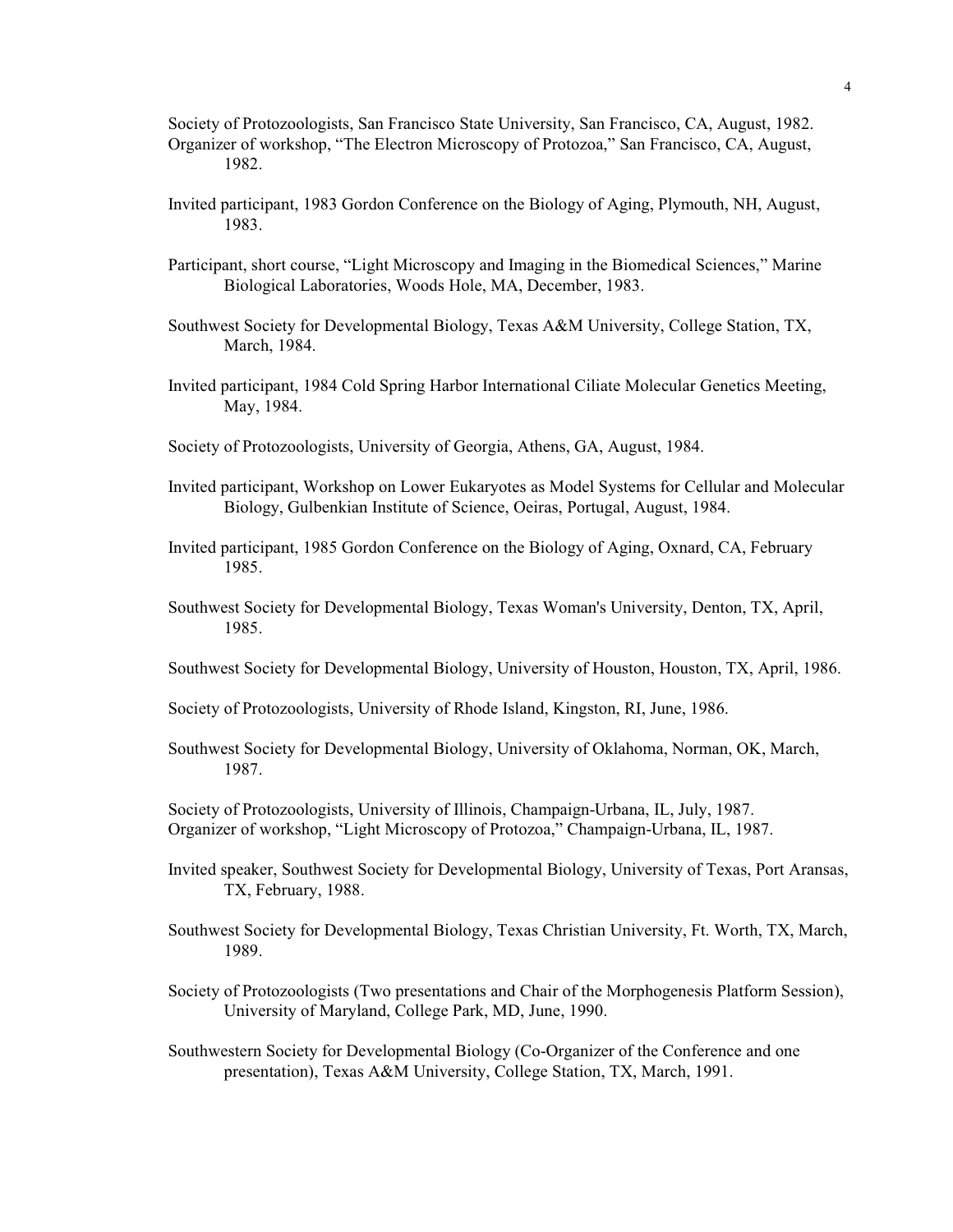Society of Protozoologists, San Francisco State University, San Francisco, CA, August, 1982.
Organizer of workshop, "The Electron Microscopy of Protozoa," San Francisco, CA, August, 1982.

Invited participant, 1983 Gordon Conference on the Biology of Aging, Plymouth, NH, August, 1983.

Participant, short course, "Light Microscopy and Imaging in the Biomedical Sciences," Marine Biological Laboratories, Woods Hole, MA, December, 1983.

Southwest Society for Developmental Biology, Texas A&M University, College Station, TX, March, 1984.

Invited participant, 1984 Cold Spring Harbor International Ciliate Molecular Genetics Meeting, May, 1984.

Society of Protozoologists, University of Georgia, Athens, GA, August, 1984.

Invited participant, Workshop on Lower Eukaryotes as Model Systems for Cellular and Molecular Biology, Gulbenkian Institute of Science, Oeiras, Portugal, August, 1984.

Invited participant, 1985 Gordon Conference on the Biology of Aging, Oxnard, CA, February 1985.

Southwest Society for Developmental Biology, Texas Woman's University, Denton, TX, April, 1985.

Southwest Society for Developmental Biology, University of Houston, Houston, TX, April, 1986.

Society of Protozoologists, University of Rhode Island, Kingston, RI, June, 1986.

Southwest Society for Developmental Biology, University of Oklahoma, Norman, OK, March, 1987.

Society of Protozoologists, University of Illinois, Champaign-Urbana, IL, July, 1987.
Organizer of workshop, "Light Microscopy of Protozoa," Champaign-Urbana, IL, 1987.

Invited speaker, Southwest Society for Developmental Biology, University of Texas, Port Aransas, TX, February, 1988.

Southwest Society for Developmental Biology, Texas Christian University, Ft. Worth, TX, March, 1989.

Society of Protozoologists (Two presentations and Chair of the Morphogenesis Platform Session), University of Maryland, College Park, MD, June, 1990.

Southwestern Society for Developmental Biology (Co-Organizer of the Conference and one presentation), Texas A&M University, College Station, TX, March, 1991.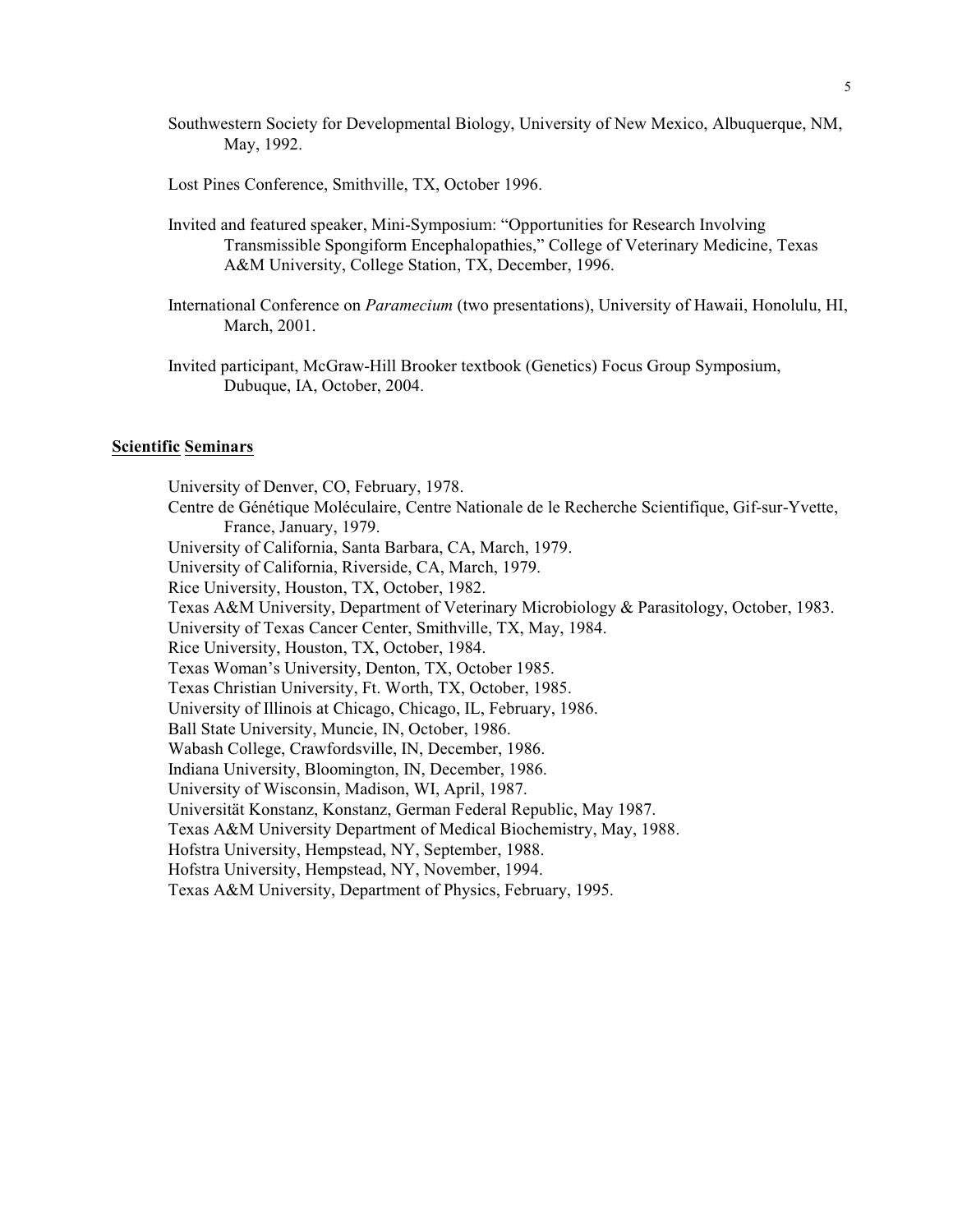Southwestern Society for Developmental Biology, University of New Mexico, Albuquerque, NM, May, 1992.

Lost Pines Conference, Smithville, TX, October 1996.

Invited and featured speaker, Mini-Symposium: "Opportunities for Research Involving Transmissible Spongiform Encephalopathies," College of Veterinary Medicine, Texas A&M University, College Station, TX, December, 1996.

International Conference on *Paramecium* (two presentations), University of Hawaii, Honolulu, HI, March, 2001.

Invited participant, McGraw-Hill Brooker textbook (Genetics) Focus Group Symposium, Dubuque, IA, October, 2004.

## Scientific Seminars

University of Denver, CO, February, 1978.
Centre de Génétique Moléculaire, Centre Nationale de le Recherche Scientifique, Gif-sur-Yvette, France, January, 1979.
University of California, Santa Barbara, CA, March, 1979.
University of California, Riverside, CA, March, 1979.
Rice University, Houston, TX, October, 1982.
Texas A&M University, Department of Veterinary Microbiology & Parasitology, October, 1983.
University of Texas Cancer Center, Smithville, TX, May, 1984.
Rice University, Houston, TX, October, 1984.
Texas Woman's University, Denton, TX, October 1985.
Texas Christian University, Ft. Worth, TX, October, 1985.
University of Illinois at Chicago, Chicago, IL, February, 1986.
Ball State University, Muncie, IN, October, 1986.
Wabash College, Crawfordsville, IN, December, 1986.
Indiana University, Bloomington, IN, December, 1986.
University of Wisconsin, Madison, WI, April, 1987.
Universität Konstanz, Konstanz, German Federal Republic, May 1987.
Texas A&M University Department of Medical Biochemistry, May, 1988.
Hofstra University, Hempstead, NY, September, 1988.
Hofstra University, Hempstead, NY, November, 1994.
Texas A&M University, Department of Physics, February, 1995.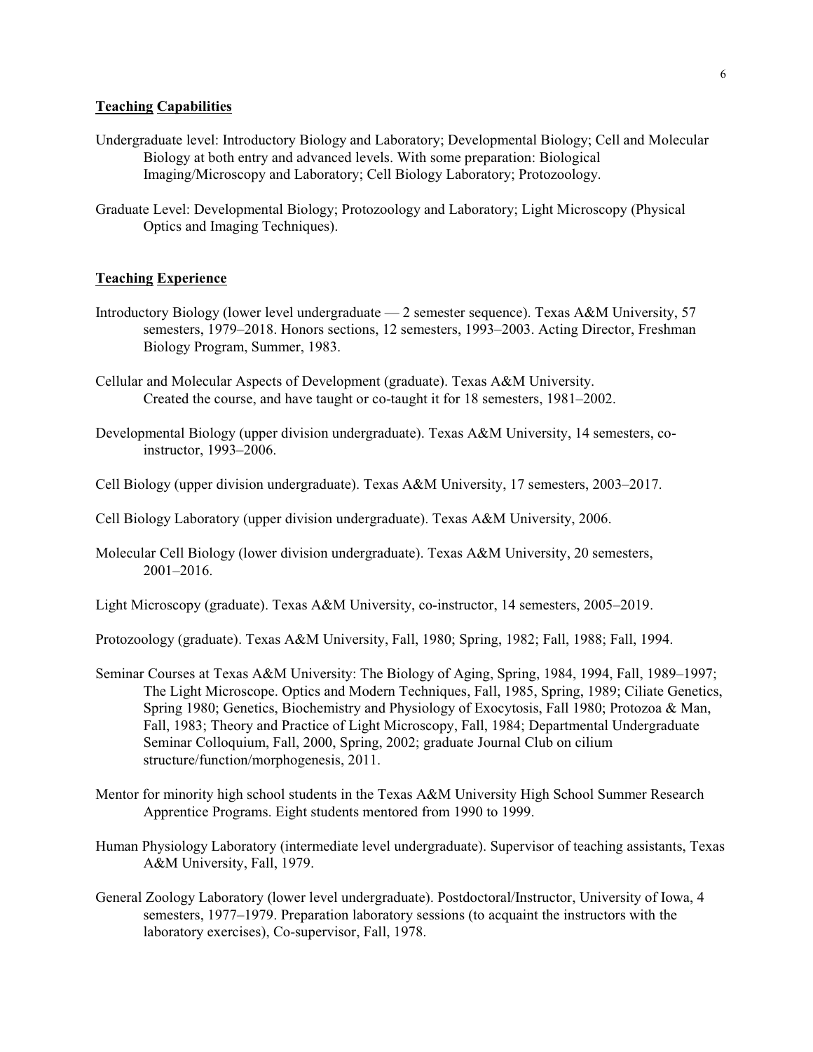**Teaching Capabilities**

Undergraduate level: Introductory Biology and Laboratory; Developmental Biology; Cell and Molecular Biology at both entry and advanced levels. With some preparation: Biological Imaging/Microscopy and Laboratory; Cell Biology Laboratory; Protozoology.

Graduate Level: Developmental Biology; Protozoology and Laboratory; Light Microscopy (Physical Optics and Imaging Techniques).

**Teaching Experience**

Introductory Biology (lower level undergraduate — 2 semester sequence). Texas A&M University, 57 semesters, 1979–2018. Honors sections, 12 semesters, 1993–2003. Acting Director, Freshman Biology Program, Summer, 1983.

Cellular and Molecular Aspects of Development (graduate). Texas A&M University. Created the course, and have taught or co-taught it for 18 semesters, 1981–2002.

Developmental Biology (upper division undergraduate). Texas A&M University, 14 semesters, co-instructor, 1993–2006.

Cell Biology (upper division undergraduate). Texas A&M University, 17 semesters, 2003–2017.

Cell Biology Laboratory (upper division undergraduate). Texas A&M University, 2006.

Molecular Cell Biology (lower division undergraduate). Texas A&M University, 20 semesters, 2001–2016.

Light Microscopy (graduate). Texas A&M University, co-instructor, 14 semesters, 2005–2019.

Protozoology (graduate). Texas A&M University, Fall, 1980; Spring, 1982; Fall, 1988; Fall, 1994.

Seminar Courses at Texas A&M University: The Biology of Aging, Spring, 1984, 1994, Fall, 1989–1997; The Light Microscope. Optics and Modern Techniques, Fall, 1985, Spring, 1989; Ciliate Genetics, Spring 1980; Genetics, Biochemistry and Physiology of Exocytosis, Fall 1980; Protozoa & Man, Fall, 1983; Theory and Practice of Light Microscopy, Fall, 1984; Departmental Undergraduate Seminar Colloquium, Fall, 2000, Spring, 2002; graduate Journal Club on cilium structure/function/morphogenesis, 2011.

Mentor for minority high school students in the Texas A&M University High School Summer Research Apprentice Programs. Eight students mentored from 1990 to 1999.

Human Physiology Laboratory (intermediate level undergraduate). Supervisor of teaching assistants, Texas A&M University, Fall, 1979.

General Zoology Laboratory (lower level undergraduate). Postdoctoral/Instructor, University of Iowa, 4 semesters, 1977–1979. Preparation laboratory sessions (to acquaint the instructors with the laboratory exercises), Co-supervisor, Fall, 1978.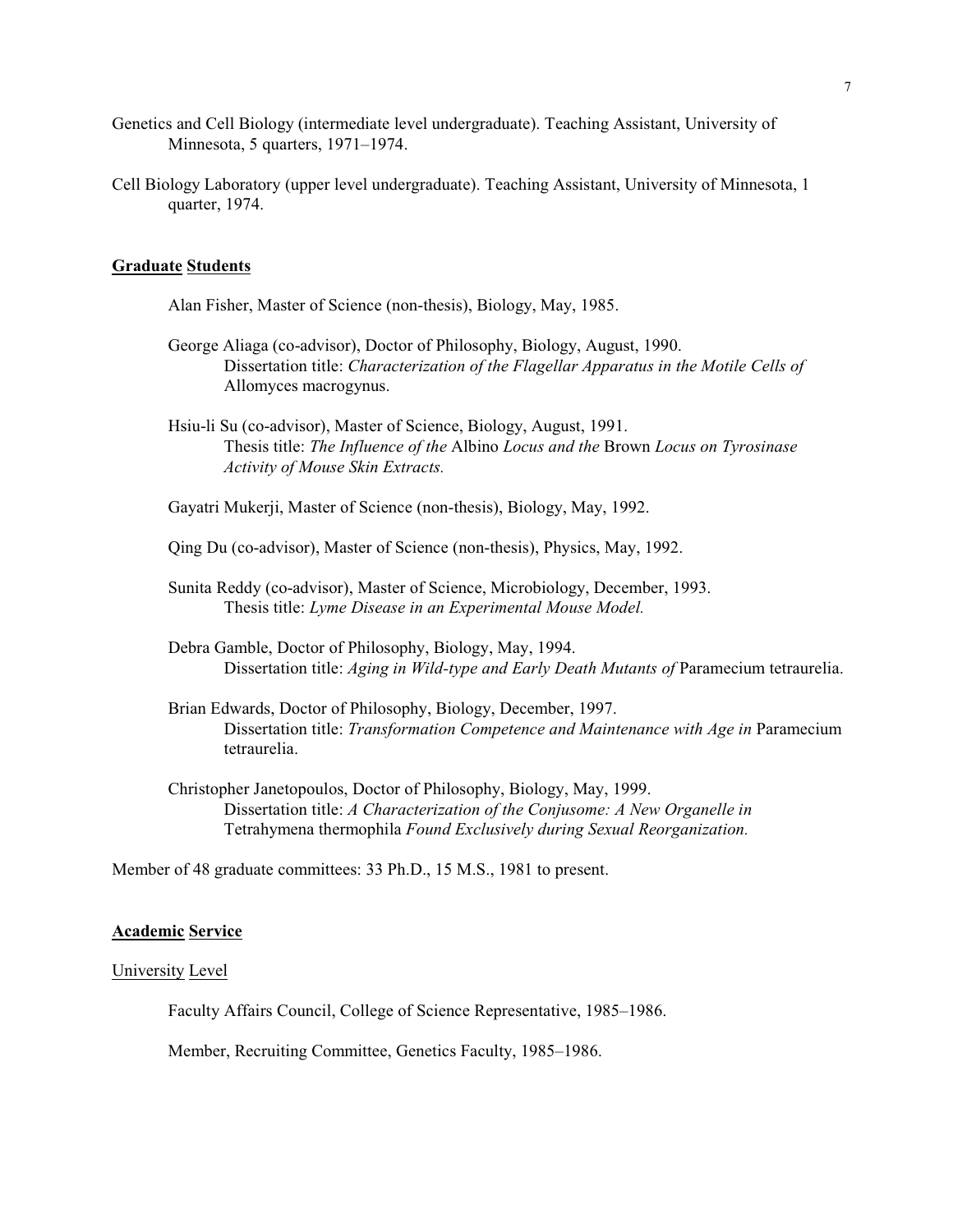Genetics and Cell Biology (intermediate level undergraduate). Teaching Assistant, University of Minnesota, 5 quarters, 1971–1974.

Cell Biology Laboratory (upper level undergraduate). Teaching Assistant, University of Minnesota, 1 quarter, 1974.

## **Graduate Students**

Alan Fisher, Master of Science (non-thesis), Biology, May, 1985.

George Aliaga (co-advisor), Doctor of Philosophy, Biology, August, 1990.
Dissertation title: *Characterization of the Flagellar Apparatus in the Motile Cells of* Allomyces macrogynus.

Hsiu-li Su (co-advisor), Master of Science, Biology, August, 1991.
Thesis title: *The Influence of the* Albino *Locus and the* Brown *Locus on Tyrosinase Activity of Mouse Skin Extracts.*

Gayatri Mukerji, Master of Science (non-thesis), Biology, May, 1992.

Qing Du (co-advisor), Master of Science (non-thesis), Physics, May, 1992.

Sunita Reddy (co-advisor), Master of Science, Microbiology, December, 1993.
Thesis title: *Lyme Disease in an Experimental Mouse Model.*

Debra Gamble, Doctor of Philosophy, Biology, May, 1994.
Dissertation title: *Aging in Wild-type and Early Death Mutants of* Paramecium tetraurelia.

Brian Edwards, Doctor of Philosophy, Biology, December, 1997.
Dissertation title: *Transformation Competence and Maintenance with Age in* Paramecium tetraurelia.

Christopher Janetopoulos, Doctor of Philosophy, Biology, May, 1999.
Dissertation title: *A Characterization of the Conjusome: A New Organelle in* Tetrahymena thermophila *Found Exclusively during Sexual Reorganization.*

Member of 48 graduate committees: 33 Ph.D., 15 M.S., 1981 to present.

## **Academic Service**

### University Level

Faculty Affairs Council, College of Science Representative, 1985–1986.

Member, Recruiting Committee, Genetics Faculty, 1985–1986.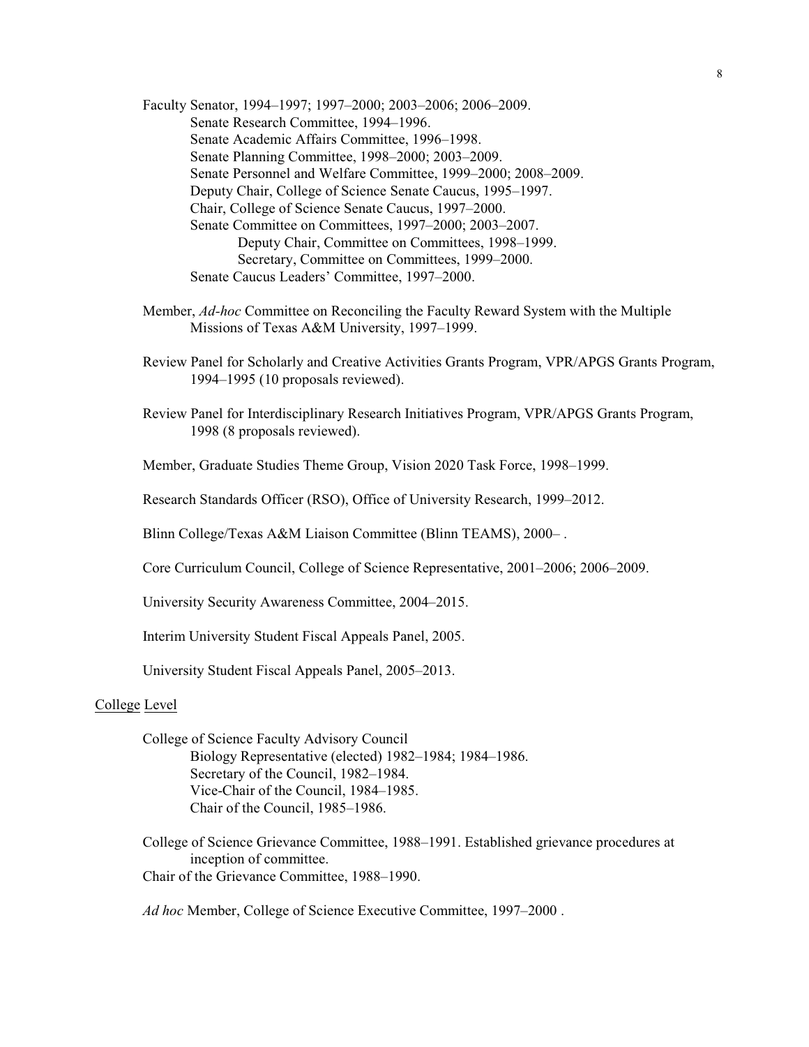Faculty Senator, 1994–1997; 1997–2000; 2003–2006; 2006–2009.

- Senate Research Committee, 1994–1996.
- Senate Academic Affairs Committee, 1996–1998.
- Senate Planning Committee, 1998–2000; 2003–2009.
- Senate Personnel and Welfare Committee, 1999–2000; 2008–2009.
- Deputy Chair, College of Science Senate Caucus, 1995–1997.
- Chair, College of Science Senate Caucus, 1997–2000.
- Senate Committee on Committees, 1997–2000; 2003–2007.
  - Deputy Chair, Committee on Committees, 1998–1999.
  - Secretary, Committee on Committees, 1999–2000.
- Senate Caucus Leaders' Committee, 1997–2000.

Member, *Ad-hoc* Committee on Reconciling the Faculty Reward System with the Multiple Missions of Texas A&M University, 1997–1999.

Review Panel for Scholarly and Creative Activities Grants Program, VPR/APGS Grants Program, 1994–1995 (10 proposals reviewed).

Review Panel for Interdisciplinary Research Initiatives Program, VPR/APGS Grants Program, 1998 (8 proposals reviewed).

Member, Graduate Studies Theme Group, Vision 2020 Task Force, 1998–1999.

Research Standards Officer (RSO), Office of University Research, 1999–2012.

Blinn College/Texas A&M Liaison Committee (Blinn TEAMS), 2000– .

Core Curriculum Council, College of Science Representative, 2001–2006; 2006–2009.

University Security Awareness Committee, 2004–2015.

Interim University Student Fiscal Appeals Panel, 2005.

University Student Fiscal Appeals Panel, 2005–2013.

## College Level

College of Science Faculty Advisory Council

- Biology Representative (elected) 1982–1984; 1984–1986.
- Secretary of the Council, 1982–1984.
- Vice-Chair of the Council, 1984–1985.
- Chair of the Council, 1985–1986.

College of Science Grievance Committee, 1988–1991. Established grievance procedures at inception of committee.
Chair of the Grievance Committee, 1988–1990.

*Ad hoc* Member, College of Science Executive Committee, 1997–2000 .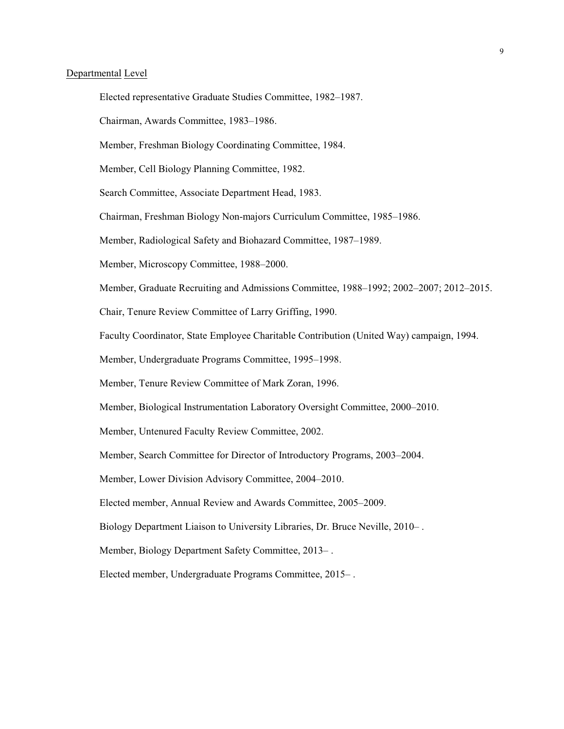Departmental Level

Elected representative Graduate Studies Committee, 1982–1987.

Chairman, Awards Committee, 1983–1986.

Member, Freshman Biology Coordinating Committee, 1984.

Member, Cell Biology Planning Committee, 1982.

Search Committee, Associate Department Head, 1983.

Chairman, Freshman Biology Non-majors Curriculum Committee, 1985–1986.

Member, Radiological Safety and Biohazard Committee, 1987–1989.

Member, Microscopy Committee, 1988–2000.

Member, Graduate Recruiting and Admissions Committee, 1988–1992; 2002–2007; 2012–2015.

Chair, Tenure Review Committee of Larry Griffing, 1990.

Faculty Coordinator, State Employee Charitable Contribution (United Way) campaign, 1994.

Member, Undergraduate Programs Committee, 1995–1998.

Member, Tenure Review Committee of Mark Zoran, 1996.

Member, Biological Instrumentation Laboratory Oversight Committee, 2000–2010.

Member, Untenured Faculty Review Committee, 2002.

Member, Search Committee for Director of Introductory Programs, 2003–2004.

Member, Lower Division Advisory Committee, 2004–2010.

Elected member, Annual Review and Awards Committee, 2005–2009.

Biology Department Liaison to University Libraries, Dr. Bruce Neville, 2010– .

Member, Biology Department Safety Committee, 2013– .

Elected member, Undergraduate Programs Committee, 2015– .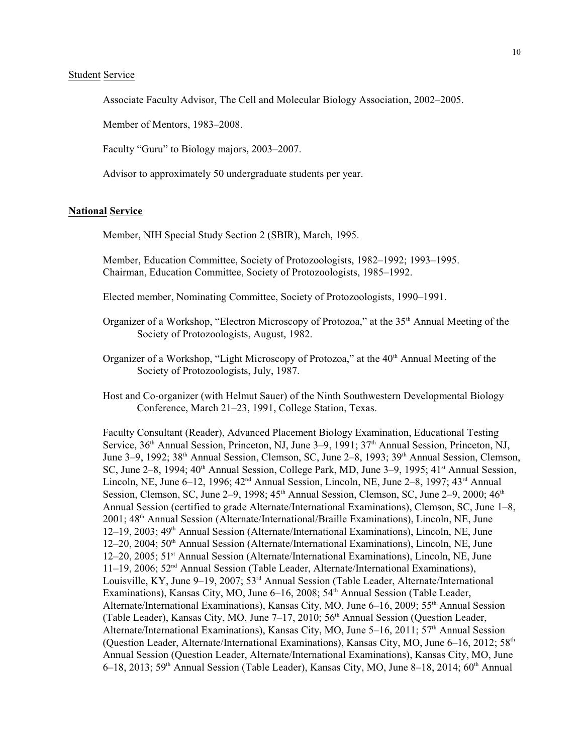Student Service

Associate Faculty Advisor, The Cell and Molecular Biology Association, 2002–2005.

Member of Mentors, 1983–2008.

Faculty "Guru" to Biology majors, 2003–2007.

Advisor to approximately 50 undergraduate students per year.

**National Service**

Member, NIH Special Study Section 2 (SBIR), March, 1995.

Member, Education Committee, Society of Protozoologists, 1982–1992; 1993–1995.
Chairman, Education Committee, Society of Protozoologists, 1985–1992.

Elected member, Nominating Committee, Society of Protozoologists, 1990–1991.

Organizer of a Workshop, "Electron Microscopy of Protozoa," at the 35th Annual Meeting of the Society of Protozoologists, August, 1982.

Organizer of a Workshop, "Light Microscopy of Protozoa," at the 40th Annual Meeting of the Society of Protozoologists, July, 1987.

Host and Co-organizer (with Helmut Sauer) of the Ninth Southwestern Developmental Biology Conference, March 21–23, 1991, College Station, Texas.

Faculty Consultant (Reader), Advanced Placement Biology Examination, Educational Testing Service, 36th Annual Session, Princeton, NJ, June 3–9, 1991; 37th Annual Session, Princeton, NJ, June 3–9, 1992; 38th Annual Session, Clemson, SC, June 2–8, 1993; 39th Annual Session, Clemson, SC, June 2–8, 1994; 40th Annual Session, College Park, MD, June 3–9, 1995; 41st Annual Session, Lincoln, NE, June 6–12, 1996; 42nd Annual Session, Lincoln, NE, June 2–8, 1997; 43rd Annual Session, Clemson, SC, June 2–9, 1998; 45th Annual Session, Clemson, SC, June 2–9, 2000; 46th Annual Session (certified to grade Alternate/International Examinations), Clemson, SC, June 1–8, 2001; 48th Annual Session (Alternate/International/Braille Examinations), Lincoln, NE, June 12–19, 2003; 49th Annual Session (Alternate/International Examinations), Lincoln, NE, June 12–20, 2004; 50th Annual Session (Alternate/International Examinations), Lincoln, NE, June 12–20, 2005; 51st Annual Session (Alternate/International Examinations), Lincoln, NE, June 11–19, 2006; 52nd Annual Session (Table Leader, Alternate/International Examinations), Louisville, KY, June 9–19, 2007; 53rd Annual Session (Table Leader, Alternate/International Examinations), Kansas City, MO, June 6–16, 2008; 54th Annual Session (Table Leader, Alternate/International Examinations), Kansas City, MO, June 6–16, 2009; 55th Annual Session (Table Leader), Kansas City, MO, June 7–17, 2010; 56th Annual Session (Question Leader, Alternate/International Examinations), Kansas City, MO, June 5–16, 2011; 57th Annual Session (Question Leader, Alternate/International Examinations), Kansas City, MO, June 6–16, 2012; 58th Annual Session (Question Leader, Alternate/International Examinations), Kansas City, MO, June 6–18, 2013; 59th Annual Session (Table Leader), Kansas City, MO, June 8–18, 2014; 60th Annual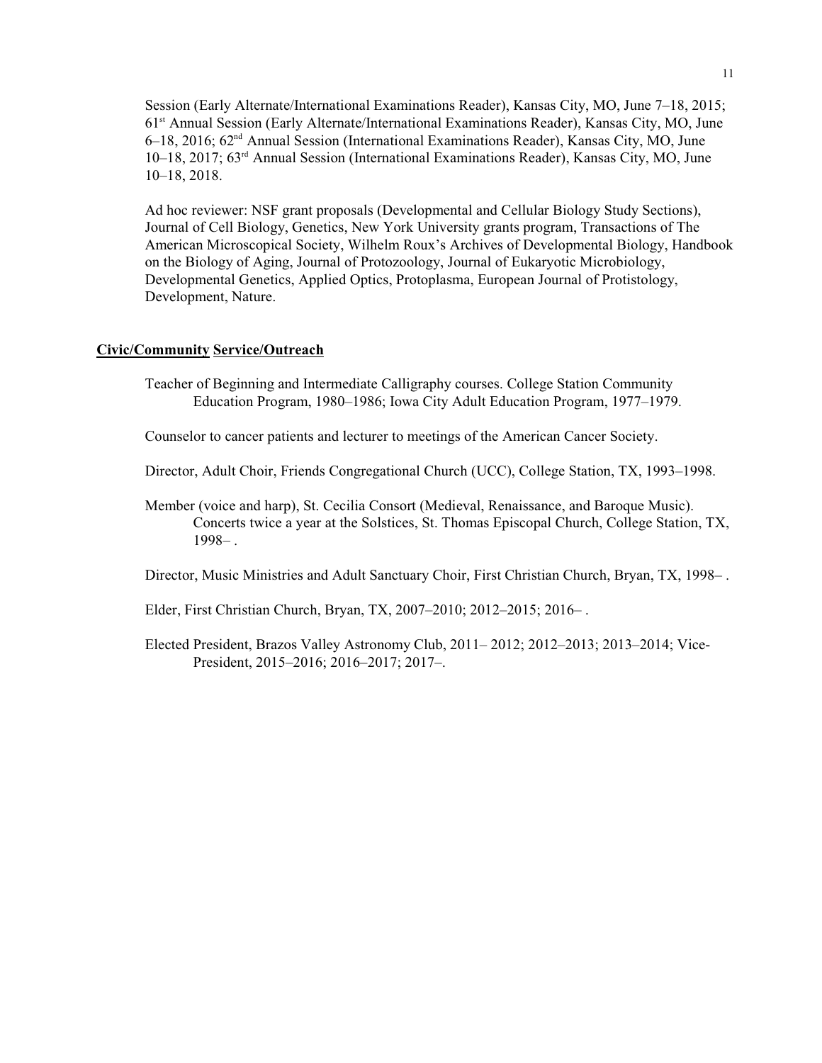Session (Early Alternate/International Examinations Reader), Kansas City, MO, June 7–18, 2015; 61st Annual Session (Early Alternate/International Examinations Reader), Kansas City, MO, June 6–18, 2016; 62nd Annual Session (International Examinations Reader), Kansas City, MO, June 10–18, 2017; 63rd Annual Session (International Examinations Reader), Kansas City, MO, June 10–18, 2018.

Ad hoc reviewer: NSF grant proposals (Developmental and Cellular Biology Study Sections), Journal of Cell Biology, Genetics, New York University grants program, Transactions of The American Microscopical Society, Wilhelm Roux's Archives of Developmental Biology, Handbook on the Biology of Aging, Journal of Protozoology, Journal of Eukaryotic Microbiology, Developmental Genetics, Applied Optics, Protoplasma, European Journal of Protistology, Development, Nature.

## Civic/Community Service/Outreach

Teacher of Beginning and Intermediate Calligraphy courses. College Station Community Education Program, 1980–1986; Iowa City Adult Education Program, 1977–1979.

Counselor to cancer patients and lecturer to meetings of the American Cancer Society.

Director, Adult Choir, Friends Congregational Church (UCC), College Station, TX, 1993–1998.

Member (voice and harp), St. Cecilia Consort (Medieval, Renaissance, and Baroque Music). Concerts twice a year at the Solstices, St. Thomas Episcopal Church, College Station, TX, 1998– .

Director, Music Ministries and Adult Sanctuary Choir, First Christian Church, Bryan, TX, 1998– .

Elder, First Christian Church, Bryan, TX, 2007–2010; 2012–2015; 2016– .

Elected President, Brazos Valley Astronomy Club, 2011– 2012; 2012–2013; 2013–2014; Vice-President, 2015–2016; 2016–2017; 2017–.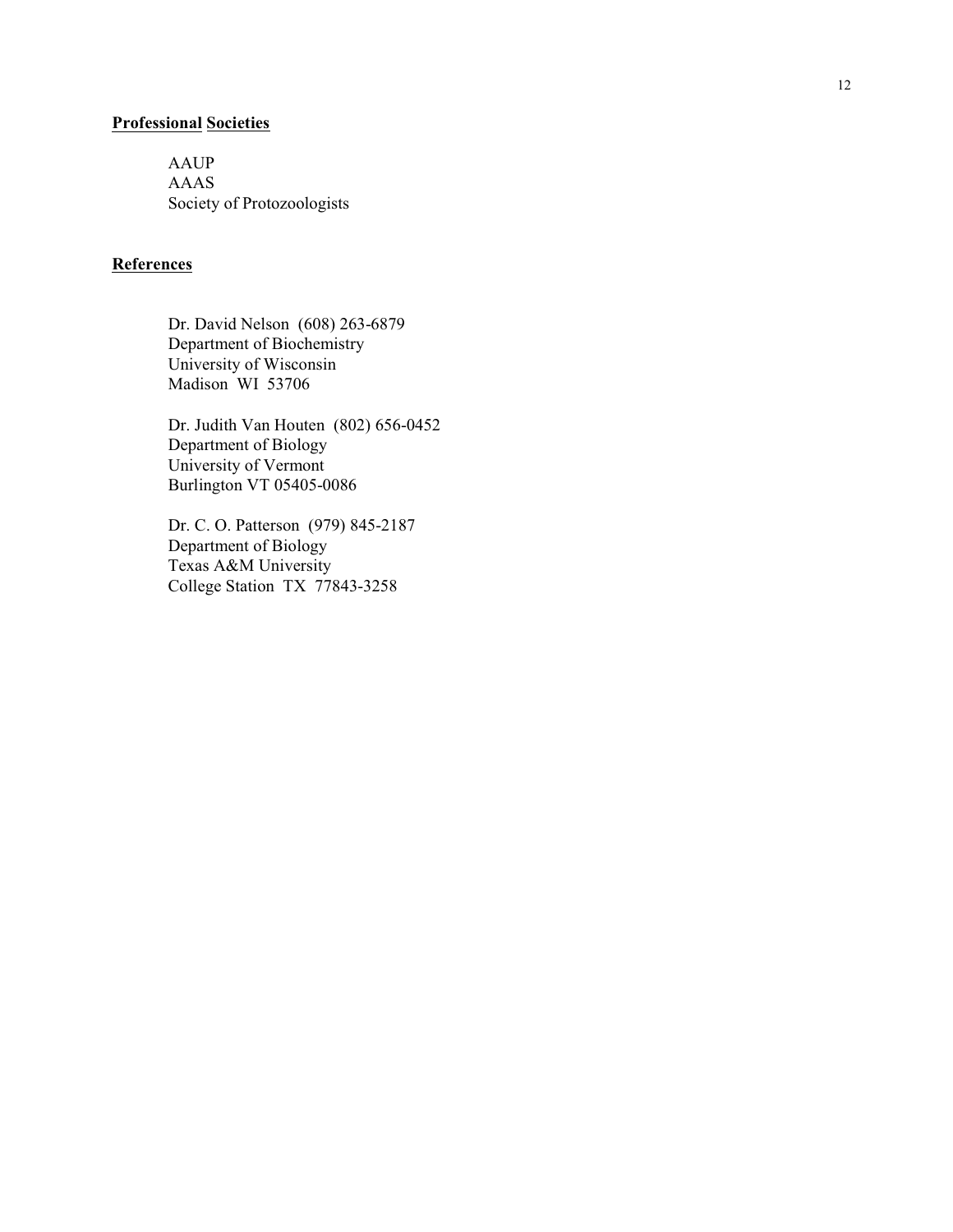## Professional Societies

AAUP
AAAS
Society of Protozoologists

## References

Dr. David Nelson (608) 263-6879
Department of Biochemistry
University of Wisconsin
Madison WI 53706

Dr. Judith Van Houten (802) 656-0452
Department of Biology
University of Vermont
Burlington VT 05405-0086

Dr. C. O. Patterson (979) 845-2187
Department of Biology
Texas A&M University
College Station TX 77843-3258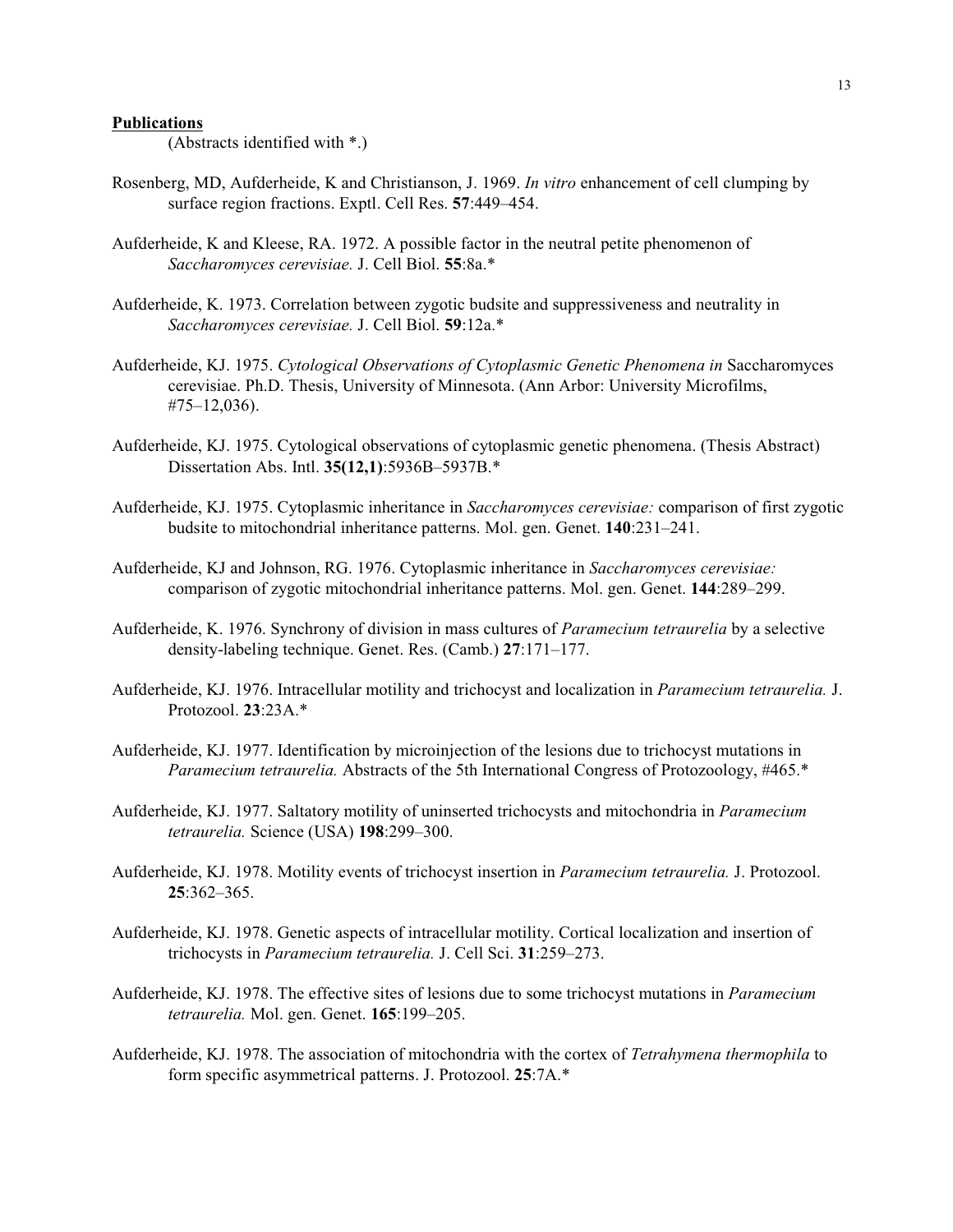**Publications**

(Abstracts identified with *.)

Rosenberg, MD, Aufderheide, K and Christianson, J. 1969. *In vitro* enhancement of cell clumping by surface region fractions. Exptl. Cell Res. **57**:449–454.

Aufderheide, K and Kleese, RA. 1972. A possible factor in the neutral petite phenomenon of *Saccharomyces cerevisiae.* J. Cell Biol. **55**:8a.*

Aufderheide, K. 1973. Correlation between zygotic budsite and suppressiveness and neutrality in *Saccharomyces cerevisiae.* J. Cell Biol. **59**:12a.*

Aufderheide, KJ. 1975. *Cytological Observations of Cytoplasmic Genetic Phenomena in* Saccharomyces cerevisiae. Ph.D. Thesis, University of Minnesota. (Ann Arbor: University Microfilms, #75–12,036).

Aufderheide, KJ. 1975. Cytological observations of cytoplasmic genetic phenomena. (Thesis Abstract) Dissertation Abs. Intl. **35(12,1)**:5936B–5937B.*

Aufderheide, KJ. 1975. Cytoplasmic inheritance in *Saccharomyces cerevisiae:* comparison of first zygotic budsite to mitochondrial inheritance patterns. Mol. gen. Genet. **140**:231–241.

Aufderheide, KJ and Johnson, RG. 1976. Cytoplasmic inheritance in *Saccharomyces cerevisiae:* comparison of zygotic mitochondrial inheritance patterns. Mol. gen. Genet. **144**:289–299.

Aufderheide, K. 1976. Synchrony of division in mass cultures of *Paramecium tetraurelia* by a selective density-labeling technique. Genet. Res. (Camb.) **27**:171–177.

Aufderheide, KJ. 1976. Intracellular motility and trichocyst and localization in *Paramecium tetraurelia.* J. Protozool. **23**:23A.*

Aufderheide, KJ. 1977. Identification by microinjection of the lesions due to trichocyst mutations in *Paramecium tetraurelia.* Abstracts of the 5th International Congress of Protozoology, #465.*

Aufderheide, KJ. 1977. Saltatory motility of uninserted trichocysts and mitochondria in *Paramecium tetraurelia.* Science (USA) **198**:299–300.

Aufderheide, KJ. 1978. Motility events of trichocyst insertion in *Paramecium tetraurelia.* J. Protozool. **25**:362–365.

Aufderheide, KJ. 1978. Genetic aspects of intracellular motility. Cortical localization and insertion of trichocysts in *Paramecium tetraurelia.* J. Cell Sci. **31**:259–273.

Aufderheide, KJ. 1978. The effective sites of lesions due to some trichocyst mutations in *Paramecium tetraurelia.* Mol. gen. Genet. **165**:199–205.

Aufderheide, KJ. 1978. The association of mitochondria with the cortex of *Tetrahymena thermophila* to form specific asymmetrical patterns. J. Protozool. **25**:7A.*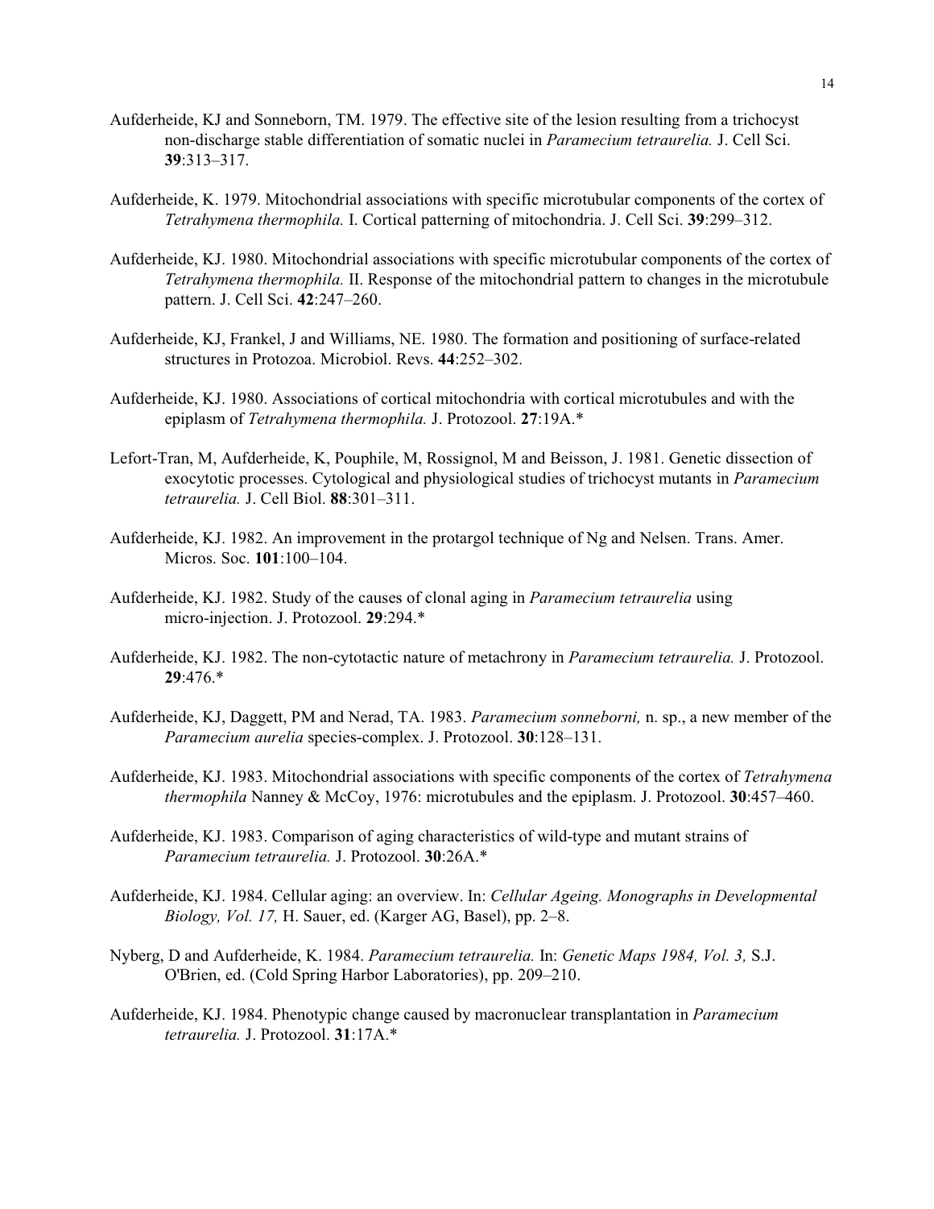Aufderheide, KJ and Sonneborn, TM. 1979. The effective site of the lesion resulting from a trichocyst non-discharge stable differentiation of somatic nuclei in *Paramecium tetraurelia.* J. Cell Sci. **39**:313–317.

Aufderheide, K. 1979. Mitochondrial associations with specific microtubular components of the cortex of *Tetrahymena thermophila.* I. Cortical patterning of mitochondria. J. Cell Sci. **39**:299–312.

Aufderheide, KJ. 1980. Mitochondrial associations with specific microtubular components of the cortex of *Tetrahymena thermophila.* II. Response of the mitochondrial pattern to changes in the microtubule pattern. J. Cell Sci. **42**:247–260.

Aufderheide, KJ, Frankel, J and Williams, NE. 1980. The formation and positioning of surface-related structures in Protozoa. Microbiol. Revs. **44**:252–302.

Aufderheide, KJ. 1980. Associations of cortical mitochondria with cortical microtubules and with the epiplasm of *Tetrahymena thermophila.* J. Protozool. **27**:19A.*

Lefort-Tran, M, Aufderheide, K, Pouphile, M, Rossignol, M and Beisson, J. 1981. Genetic dissection of exocytotic processes. Cytological and physiological studies of trichocyst mutants in *Paramecium tetraurelia.* J. Cell Biol. **88**:301–311.

Aufderheide, KJ. 1982. An improvement in the protargol technique of Ng and Nelsen. Trans. Amer. Micros. Soc. **101**:100–104.

Aufderheide, KJ. 1982. Study of the causes of clonal aging in *Paramecium tetraurelia* using micro-injection. J. Protozool. **29**:294.*

Aufderheide, KJ. 1982. The non-cytotactic nature of metachrony in *Paramecium tetraurelia.* J. Protozool. **29**:476.*

Aufderheide, KJ, Daggett, PM and Nerad, TA. 1983. *Paramecium sonneborni,* n. sp., a new member of the *Paramecium aurelia* species-complex. J. Protozool. **30**:128–131.

Aufderheide, KJ. 1983. Mitochondrial associations with specific components of the cortex of *Tetrahymena thermophila* Nanney & McCoy, 1976: microtubules and the epiplasm. J. Protozool. **30**:457–460.

Aufderheide, KJ. 1983. Comparison of aging characteristics of wild-type and mutant strains of *Paramecium tetraurelia.* J. Protozool. **30**:26A.*

Aufderheide, KJ. 1984. Cellular aging: an overview. In: *Cellular Ageing. Monographs in Developmental Biology, Vol. 17,* H. Sauer, ed. (Karger AG, Basel), pp. 2–8.

Nyberg, D and Aufderheide, K. 1984. *Paramecium tetraurelia.* In: *Genetic Maps 1984, Vol. 3,* S.J. O'Brien, ed. (Cold Spring Harbor Laboratories), pp. 209–210.

Aufderheide, KJ. 1984. Phenotypic change caused by macronuclear transplantation in *Paramecium tetraurelia.* J. Protozool. **31**:17A.*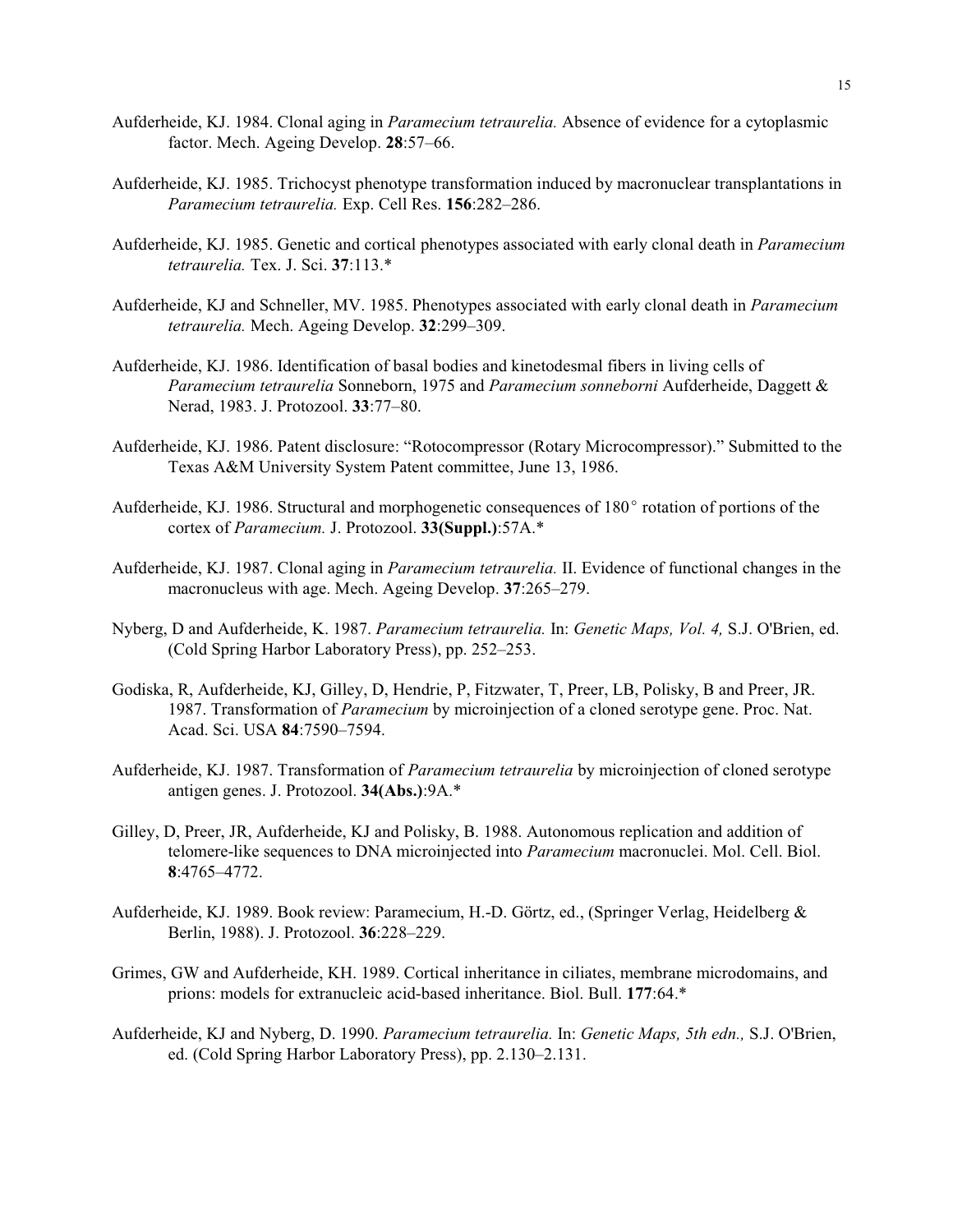Aufderheide, KJ. 1984. Clonal aging in *Paramecium tetraurelia.* Absence of evidence for a cytoplasmic factor. Mech. Ageing Develop. **28**:57–66.

Aufderheide, KJ. 1985. Trichocyst phenotype transformation induced by macronuclear transplantations in *Paramecium tetraurelia.* Exp. Cell Res. **156**:282–286.

Aufderheide, KJ. 1985. Genetic and cortical phenotypes associated with early clonal death in *Paramecium tetraurelia.* Tex. J. Sci. **37**:113.*

Aufderheide, KJ and Schneller, MV. 1985. Phenotypes associated with early clonal death in *Paramecium tetraurelia.* Mech. Ageing Develop. **32**:299–309.

Aufderheide, KJ. 1986. Identification of basal bodies and kinetodesmal fibers in living cells of *Paramecium tetraurelia* Sonneborn, 1975 and *Paramecium sonneborni* Aufderheide, Daggett & Nerad, 1983. J. Protozool. **33**:77–80.

Aufderheide, KJ. 1986. Patent disclosure: "Rotocompressor (Rotary Microcompressor)." Submitted to the Texas A&M University System Patent committee, June 13, 1986.

Aufderheide, KJ. 1986. Structural and morphogenetic consequences of 180° rotation of portions of the cortex of *Paramecium.* J. Protozool. **33(Suppl.)**:57A.*

Aufderheide, KJ. 1987. Clonal aging in *Paramecium tetraurelia.* II. Evidence of functional changes in the macronucleus with age. Mech. Ageing Develop. **37**:265–279.

Nyberg, D and Aufderheide, K. 1987. *Paramecium tetraurelia.* In: *Genetic Maps, Vol. 4,* S.J. O'Brien, ed. (Cold Spring Harbor Laboratory Press), pp. 252–253.

Godiska, R, Aufderheide, KJ, Gilley, D, Hendrie, P, Fitzwater, T, Preer, LB, Polisky, B and Preer, JR. 1987. Transformation of *Paramecium* by microinjection of a cloned serotype gene. Proc. Nat. Acad. Sci. USA **84**:7590–7594.

Aufderheide, KJ. 1987. Transformation of *Paramecium tetraurelia* by microinjection of cloned serotype antigen genes. J. Protozool. **34(Abs.)**:9A.*

Gilley, D, Preer, JR, Aufderheide, KJ and Polisky, B. 1988. Autonomous replication and addition of telomere-like sequences to DNA microinjected into *Paramecium* macronuclei. Mol. Cell. Biol. **8**:4765–4772.

Aufderheide, KJ. 1989. Book review: Paramecium, H.-D. Görtz, ed., (Springer Verlag, Heidelberg & Berlin, 1988). J. Protozool. **36**:228–229.

Grimes, GW and Aufderheide, KH. 1989. Cortical inheritance in ciliates, membrane microdomains, and prions: models for extranucleic acid-based inheritance. Biol. Bull. **177**:64.*

Aufderheide, KJ and Nyberg, D. 1990. *Paramecium tetraurelia.* In: *Genetic Maps, 5th edn.,* S.J. O'Brien, ed. (Cold Spring Harbor Laboratory Press), pp. 2.130–2.131.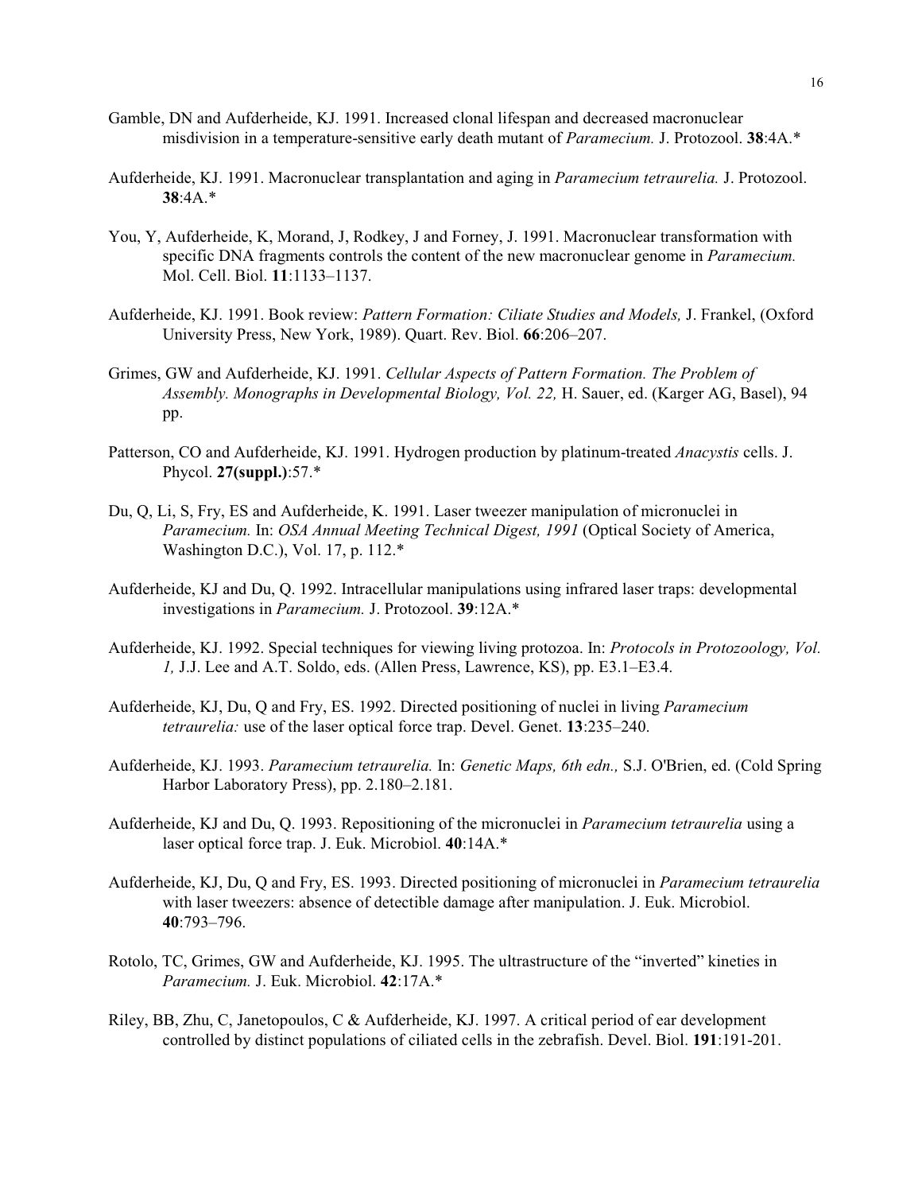Gamble, DN and Aufderheide, KJ. 1991. Increased clonal lifespan and decreased macronuclear misdivision in a temperature-sensitive early death mutant of *Paramecium.* J. Protozool. **38**:4A.*

Aufderheide, KJ. 1991. Macronuclear transplantation and aging in *Paramecium tetraurelia.* J. Protozool. **38**:4A.*

You, Y, Aufderheide, K, Morand, J, Rodkey, J and Forney, J. 1991. Macronuclear transformation with specific DNA fragments controls the content of the new macronuclear genome in *Paramecium.* Mol. Cell. Biol. **11**:1133–1137.

Aufderheide, KJ. 1991. Book review: *Pattern Formation: Ciliate Studies and Models,* J. Frankel, (Oxford University Press, New York, 1989). Quart. Rev. Biol. **66**:206–207.

Grimes, GW and Aufderheide, KJ. 1991. *Cellular Aspects of Pattern Formation. The Problem of Assembly. Monographs in Developmental Biology, Vol. 22,* H. Sauer, ed. (Karger AG, Basel), 94 pp.

Patterson, CO and Aufderheide, KJ. 1991. Hydrogen production by platinum-treated *Anacystis* cells. J. Phycol. **27(suppl.)**:57.*

Du, Q, Li, S, Fry, ES and Aufderheide, K. 1991. Laser tweezer manipulation of micronuclei in *Paramecium.* In: *OSA Annual Meeting Technical Digest, 1991* (Optical Society of America, Washington D.C.), Vol. 17, p. 112.*

Aufderheide, KJ and Du, Q. 1992. Intracellular manipulations using infrared laser traps: developmental investigations in *Paramecium.* J. Protozool. **39**:12A.*

Aufderheide, KJ. 1992. Special techniques for viewing living protozoa. In: *Protocols in Protozoology, Vol. 1,* J.J. Lee and A.T. Soldo, eds. (Allen Press, Lawrence, KS), pp. E3.1–E3.4.

Aufderheide, KJ, Du, Q and Fry, ES. 1992. Directed positioning of nuclei in living *Paramecium tetraurelia:* use of the laser optical force trap. Devel. Genet. **13**:235–240.

Aufderheide, KJ. 1993. *Paramecium tetraurelia.* In: *Genetic Maps, 6th edn.,* S.J. O'Brien, ed. (Cold Spring Harbor Laboratory Press), pp. 2.180–2.181.

Aufderheide, KJ and Du, Q. 1993. Repositioning of the micronuclei in *Paramecium tetraurelia* using a laser optical force trap. J. Euk. Microbiol. **40**:14A.*

Aufderheide, KJ, Du, Q and Fry, ES. 1993. Directed positioning of micronuclei in *Paramecium tetraurelia* with laser tweezers: absence of detectible damage after manipulation. J. Euk. Microbiol. **40**:793–796.

Rotolo, TC, Grimes, GW and Aufderheide, KJ. 1995. The ultrastructure of the "inverted" kineties in *Paramecium.* J. Euk. Microbiol. **42**:17A.*

Riley, BB, Zhu, C, Janetopoulos, C & Aufderheide, KJ. 1997. A critical period of ear development controlled by distinct populations of ciliated cells in the zebrafish. Devel. Biol. **191**:191-201.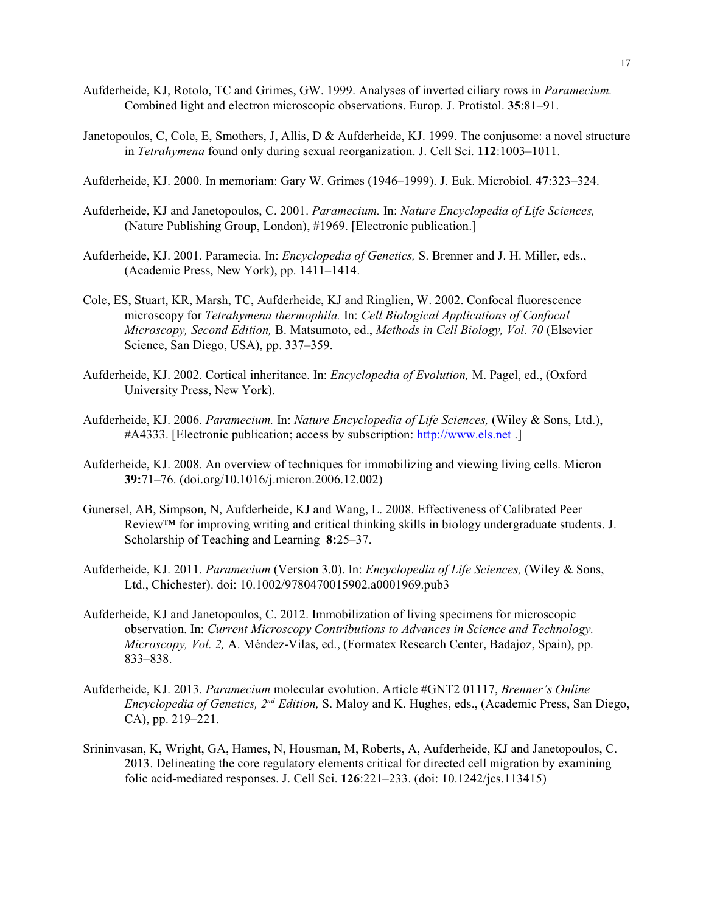Aufderheide, KJ, Rotolo, TC and Grimes, GW. 1999. Analyses of inverted ciliary rows in *Paramecium.* Combined light and electron microscopic observations. Europ. J. Protistol. **35**:81–91.

Janetopoulos, C, Cole, E, Smothers, J, Allis, D & Aufderheide, KJ. 1999. The conjusome: a novel structure in *Tetrahymena* found only during sexual reorganization. J. Cell Sci. **112**:1003–1011.

Aufderheide, KJ. 2000. In memoriam: Gary W. Grimes (1946–1999). J. Euk. Microbiol. **47**:323–324.

Aufderheide, KJ and Janetopoulos, C. 2001. *Paramecium.* In: *Nature Encyclopedia of Life Sciences,* (Nature Publishing Group, London), #1969. [Electronic publication.]

Aufderheide, KJ. 2001. Paramecia. In: *Encyclopedia of Genetics,* S. Brenner and J. H. Miller, eds., (Academic Press, New York), pp. 1411–1414.

Cole, ES, Stuart, KR, Marsh, TC, Aufderheide, KJ and Ringlien, W. 2002. Confocal fluorescence microscopy for *Tetrahymena thermophila.* In: *Cell Biological Applications of Confocal Microscopy, Second Edition,* B. Matsumoto, ed., *Methods in Cell Biology, Vol. 70* (Elsevier Science, San Diego, USA), pp. 337–359.

Aufderheide, KJ. 2002. Cortical inheritance. In: *Encyclopedia of Evolution,* M. Pagel, ed., (Oxford University Press, New York).

Aufderheide, KJ. 2006. *Paramecium.* In: *Nature Encyclopedia of Life Sciences,* (Wiley & Sons, Ltd.), #A4333. [Electronic publication; access by subscription: http://www.els.net .]

Aufderheide, KJ. 2008. An overview of techniques for immobilizing and viewing living cells. Micron **39:**71–76. (doi.org/10.1016/j.micron.2006.12.002)

Gunersel, AB, Simpson, N, Aufderheide, KJ and Wang, L. 2008. Effectiveness of Calibrated Peer Review™ for improving writing and critical thinking skills in biology undergraduate students. J. Scholarship of Teaching and Learning **8:**25–37.

Aufderheide, KJ. 2011. *Paramecium* (Version 3.0). In: *Encyclopedia of Life Sciences,* (Wiley & Sons, Ltd., Chichester). doi: 10.1002/9780470015902.a0001969.pub3

Aufderheide, KJ and Janetopoulos, C. 2012. Immobilization of living specimens for microscopic observation. In: *Current Microscopy Contributions to Advances in Science and Technology. Microscopy, Vol. 2,* A. Méndez-Vilas, ed., (Formatex Research Center, Badajoz, Spain), pp. 833–838.

Aufderheide, KJ. 2013. *Paramecium* molecular evolution. Article #GNT2 01117, *Brenner's Online Encyclopedia of Genetics, 2nd Edition,* S. Maloy and K. Hughes, eds., (Academic Press, San Diego, CA), pp. 219–221.

Srininvasan, K, Wright, GA, Hames, N, Housman, M, Roberts, A, Aufderheide, KJ and Janetopoulos, C. 2013. Delineating the core regulatory elements critical for directed cell migration by examining folic acid-mediated responses. J. Cell Sci. **126**:221–233. (doi: 10.1242/jcs.113415)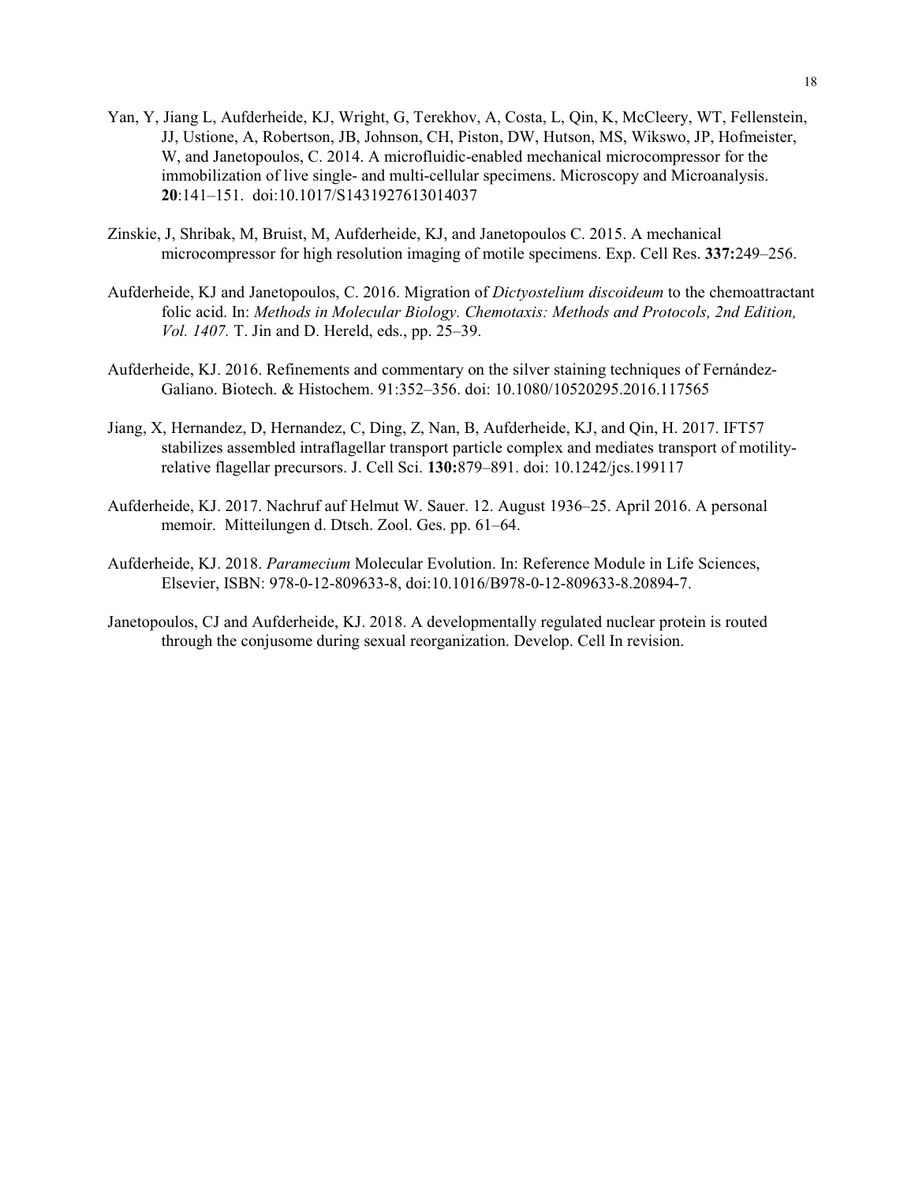Yan, Y, Jiang L, Aufderheide, KJ, Wright, G, Terekhov, A, Costa, L, Qin, K, McCleery, WT, Fellenstein, JJ, Ustione, A, Robertson, JB, Johnson, CH, Piston, DW, Hutson, MS, Wikswo, JP, Hofmeister, W, and Janetopoulos, C. 2014. A microfluidic-enabled mechanical microcompressor for the immobilization of live single- and multi-cellular specimens. Microscopy and Microanalysis. **20**:141–151. doi:10.1017/S1431927613014037

Zinskie, J, Shribak, M, Bruist, M, Aufderheide, KJ, and Janetopoulos C. 2015. A mechanical microcompressor for high resolution imaging of motile specimens. Exp. Cell Res. **337:**249–256.

Aufderheide, KJ and Janetopoulos, C. 2016. Migration of *Dictyostelium discoideum* to the chemoattractant folic acid. In: *Methods in Molecular Biology. Chemotaxis: Methods and Protocols, 2nd Edition, Vol. 1407.* T. Jin and D. Hereld, eds., pp. 25–39.

Aufderheide, KJ. 2016. Refinements and commentary on the silver staining techniques of Fernández-Galiano. Biotech. & Histochem. 91:352–356. doi: 10.1080/10520295.2016.117565

Jiang, X, Hernandez, D, Hernandez, C, Ding, Z, Nan, B, Aufderheide, KJ, and Qin, H. 2017. IFT57 stabilizes assembled intraflagellar transport particle complex and mediates transport of motility-relative flagellar precursors. J. Cell Sci. **130:**879–891. doi: 10.1242/jcs.199117

Aufderheide, KJ. 2017. Nachruf auf Helmut W. Sauer. 12. August 1936–25. April 2016. A personal memoir. Mitteilungen d. Dtsch. Zool. Ges. pp. 61–64.

Aufderheide, KJ. 2018. *Paramecium* Molecular Evolution. In: Reference Module in Life Sciences, Elsevier, ISBN: 978-0-12-809633-8, doi:10.1016/B978-0-12-809633-8.20894-7.

Janetopoulos, CJ and Aufderheide, KJ. 2018. A developmentally regulated nuclear protein is routed through the conjusome during sexual reorganization. Develop. Cell In revision.